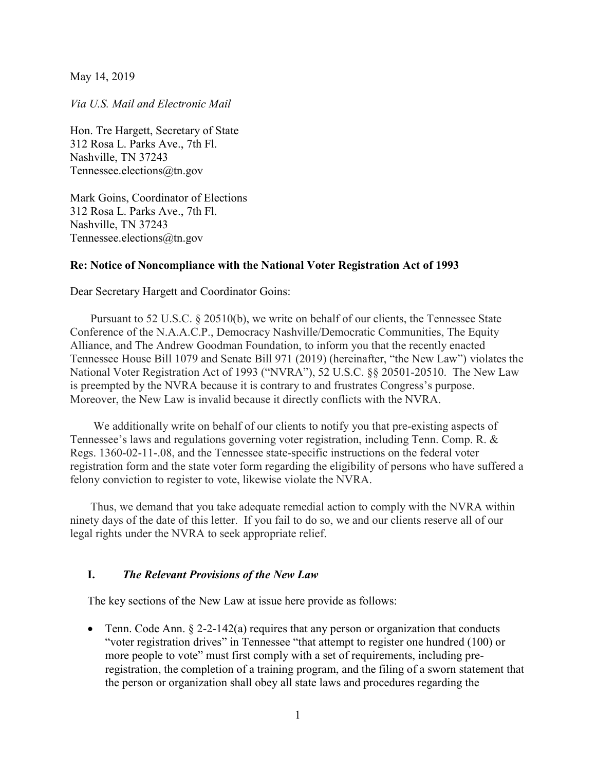May 14, 2019

*Via U.S. Mail and Electronic Mail*

Hon. Tre Hargett, Secretary of State
312 Rosa L. Parks Ave., 7th Fl.
Nashville, TN 37243
Tennessee.elections@tn.gov

Mark Goins, Coordinator of Elections
312 Rosa L. Parks Ave., 7th Fl.
Nashville, TN 37243
Tennessee.elections@tn.gov

**Re: Notice of Noncompliance with the National Voter Registration Act of 1993**

Dear Secretary Hargett and Coordinator Goins:

Pursuant to 52 U.S.C. § 20510(b), we write on behalf of our clients, the Tennessee State Conference of the N.A.A.C.P., Democracy Nashville/Democratic Communities, The Equity Alliance, and The Andrew Goodman Foundation, to inform you that the recently enacted Tennessee House Bill 1079 and Senate Bill 971 (2019) (hereinafter, "the New Law") violates the National Voter Registration Act of 1993 ("NVRA"), 52 U.S.C. §§ 20501-20510. The New Law is preempted by the NVRA because it is contrary to and frustrates Congress's purpose. Moreover, the New Law is invalid because it directly conflicts with the NVRA.

We additionally write on behalf of our clients to notify you that pre-existing aspects of Tennessee's laws and regulations governing voter registration, including Tenn. Comp. R. & Regs. 1360-02-11-.08, and the Tennessee state-specific instructions on the federal voter registration form and the state voter form regarding the eligibility of persons who have suffered a felony conviction to register to vote, likewise violate the NVRA.

Thus, we demand that you take adequate remedial action to comply with the NVRA within ninety days of the date of this letter. If you fail to do so, we and our clients reserve all of our legal rights under the NVRA to seek appropriate relief.

## I. *The Relevant Provisions of the New Law*

The key sections of the New Law at issue here provide as follows:

- Tenn. Code Ann. § 2-2-142(a) requires that any person or organization that conducts "voter registration drives" in Tennessee "that attempt to register one hundred (100) or more people to vote" must first comply with a set of requirements, including pre-registration, the completion of a training program, and the filing of a sworn statement that the person or organization shall obey all state laws and procedures regarding the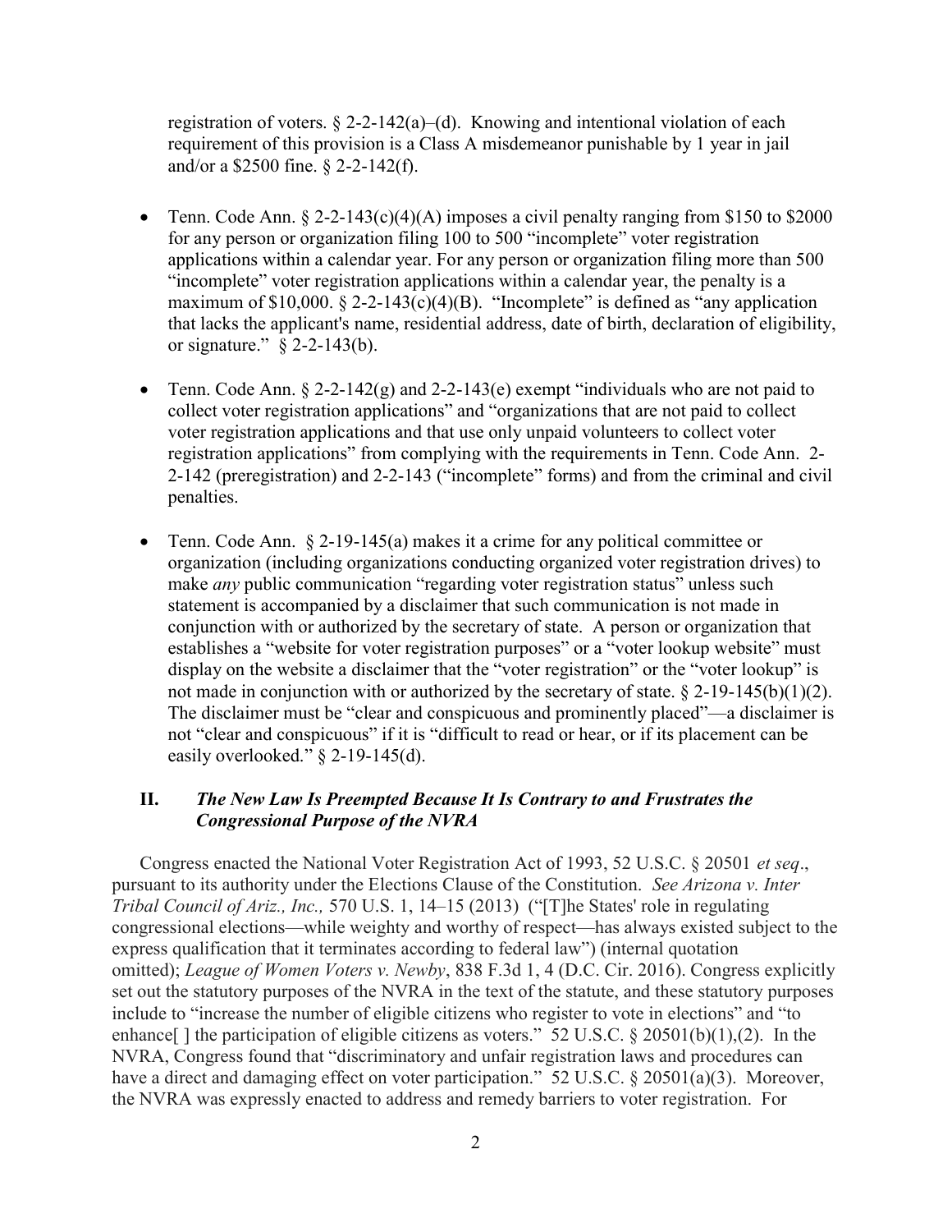registration of voters. § 2-2-142(a)–(d). Knowing and intentional violation of each requirement of this provision is a Class A misdemeanor punishable by 1 year in jail and/or a $2500 fine. § 2-2-142(f).

- Tenn. Code Ann. § 2-2-143(c)(4)(A) imposes a civil penalty ranging from $150 to $2000 for any person or organization filing 100 to 500 "incomplete" voter registration applications within a calendar year. For any person or organization filing more than 500 "incomplete" voter registration applications within a calendar year, the penalty is a maximum of $10,000. § 2-2-143(c)(4)(B). "Incomplete" is defined as "any application that lacks the applicant's name, residential address, date of birth, declaration of eligibility, or signature." § 2-2-143(b).

- Tenn. Code Ann. § 2-2-142(g) and 2-2-143(e) exempt "individuals who are not paid to collect voter registration applications" and "organizations that are not paid to collect voter registration applications and that use only unpaid volunteers to collect voter registration applications" from complying with the requirements in Tenn. Code Ann. 2-2-142 (preregistration) and 2-2-143 ("incomplete" forms) and from the criminal and civil penalties.

- Tenn. Code Ann. § 2-19-145(a) makes it a crime for any political committee or organization (including organizations conducting organized voter registration drives) to make *any* public communication "regarding voter registration status" unless such statement is accompanied by a disclaimer that such communication is not made in conjunction with or authorized by the secretary of state. A person or organization that establishes a "website for voter registration purposes" or a "voter lookup website" must display on the website a disclaimer that the "voter registration" or the "voter lookup" is not made in conjunction with or authorized by the secretary of state. § 2-19-145(b)(1)(2). The disclaimer must be "clear and conspicuous and prominently placed"—a disclaimer is not "clear and conspicuous" if it is "difficult to read or hear, or if its placement can be easily overlooked." § 2-19-145(d).

## II. *The New Law Is Preempted Because It Is Contrary to and Frustrates the Congressional Purpose of the NVRA*

Congress enacted the National Voter Registration Act of 1993, 52 U.S.C. § 20501 *et seq*., pursuant to its authority under the Elections Clause of the Constitution. *See Arizona v. Inter Tribal Council of Ariz., Inc.,* 570 U.S. 1, 14–15 (2013) ("[T]he States' role in regulating congressional elections—while weighty and worthy of respect—has always existed subject to the express qualification that it terminates according to federal law") (internal quotation omitted); *League of Women Voters v. Newby*, 838 F.3d 1, 4 (D.C. Cir. 2016). Congress explicitly set out the statutory purposes of the NVRA in the text of the statute, and these statutory purposes include to "increase the number of eligible citizens who register to vote in elections" and "to enhance[ ] the participation of eligible citizens as voters." 52 U.S.C. § 20501(b)(1),(2). In the NVRA, Congress found that "discriminatory and unfair registration laws and procedures can have a direct and damaging effect on voter participation." 52 U.S.C. § 20501(a)(3). Moreover, the NVRA was expressly enacted to address and remedy barriers to voter registration. For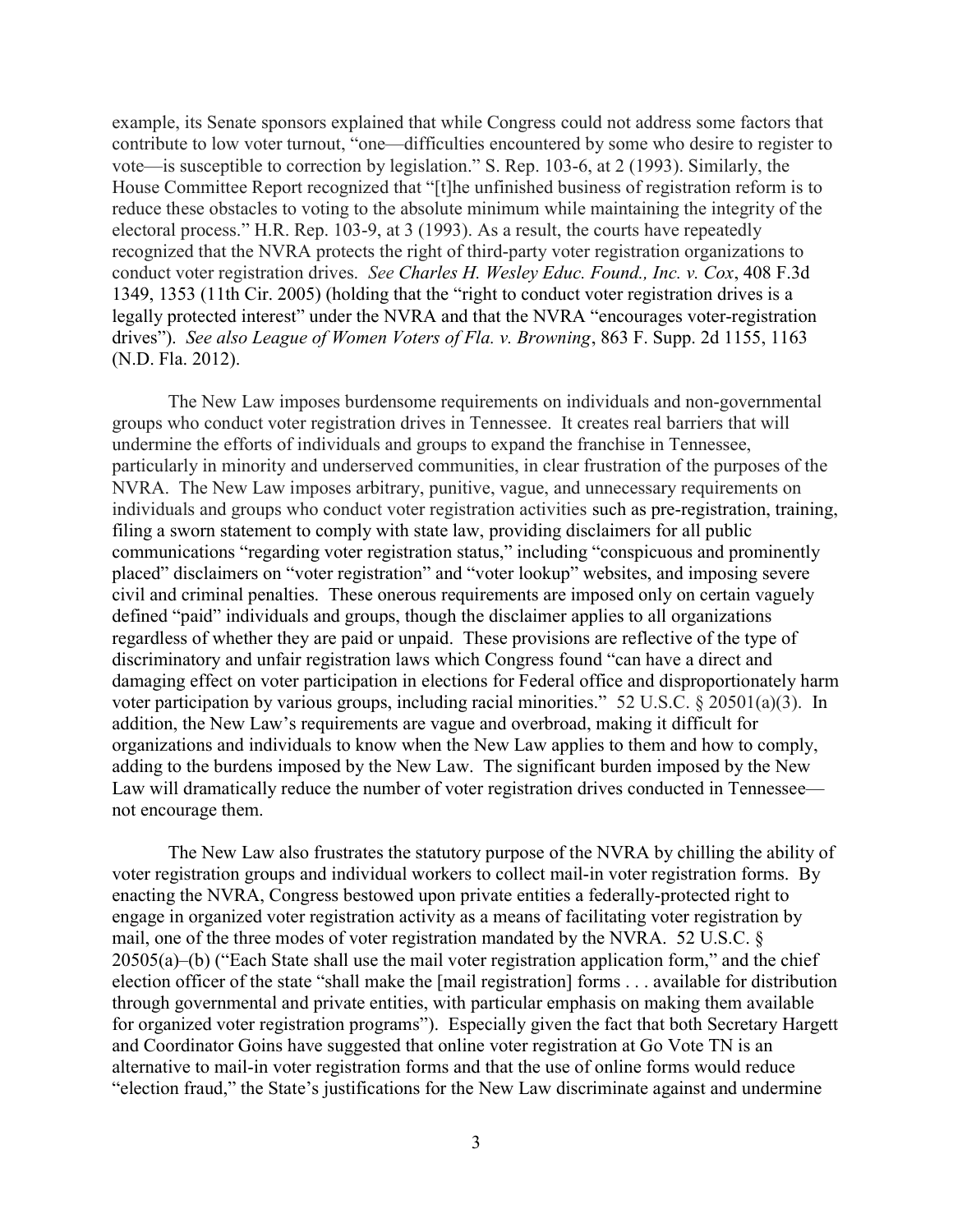example, its Senate sponsors explained that while Congress could not address some factors that contribute to low voter turnout, "one—difficulties encountered by some who desire to register to vote—is susceptible to correction by legislation." S. Rep. 103-6, at 2 (1993). Similarly, the House Committee Report recognized that "[t]he unfinished business of registration reform is to reduce these obstacles to voting to the absolute minimum while maintaining the integrity of the electoral process." H.R. Rep. 103-9, at 3 (1993). As a result, the courts have repeatedly recognized that the NVRA protects the right of third-party voter registration organizations to conduct voter registration drives. *See Charles H. Wesley Educ. Found., Inc. v. Cox*, 408 F.3d 1349, 1353 (11th Cir. 2005) (holding that the "right to conduct voter registration drives is a legally protected interest" under the NVRA and that the NVRA "encourages voter-registration drives"). *See also League of Women Voters of Fla. v. Browning*, 863 F. Supp. 2d 1155, 1163 (N.D. Fla. 2012).

The New Law imposes burdensome requirements on individuals and non-governmental groups who conduct voter registration drives in Tennessee. It creates real barriers that will undermine the efforts of individuals and groups to expand the franchise in Tennessee, particularly in minority and underserved communities, in clear frustration of the purposes of the NVRA. The New Law imposes arbitrary, punitive, vague, and unnecessary requirements on individuals and groups who conduct voter registration activities such as pre-registration, training, filing a sworn statement to comply with state law, providing disclaimers for all public communications "regarding voter registration status," including "conspicuous and prominently placed" disclaimers on "voter registration" and "voter lookup" websites, and imposing severe civil and criminal penalties. These onerous requirements are imposed only on certain vaguely defined "paid" individuals and groups, though the disclaimer applies to all organizations regardless of whether they are paid or unpaid. These provisions are reflective of the type of discriminatory and unfair registration laws which Congress found "can have a direct and damaging effect on voter participation in elections for Federal office and disproportionately harm voter participation by various groups, including racial minorities." 52 U.S.C. § 20501(a)(3). In addition, the New Law's requirements are vague and overbroad, making it difficult for organizations and individuals to know when the New Law applies to them and how to comply, adding to the burdens imposed by the New Law. The significant burden imposed by the New Law will dramatically reduce the number of voter registration drives conducted in Tennessee—not encourage them.

The New Law also frustrates the statutory purpose of the NVRA by chilling the ability of voter registration groups and individual workers to collect mail-in voter registration forms. By enacting the NVRA, Congress bestowed upon private entities a federally-protected right to engage in organized voter registration activity as a means of facilitating voter registration by mail, one of the three modes of voter registration mandated by the NVRA. 52 U.S.C. § 20505(a)–(b) ("Each State shall use the mail voter registration application form," and the chief election officer of the state "shall make the [mail registration] forms . . . available for distribution through governmental and private entities, with particular emphasis on making them available for organized voter registration programs"). Especially given the fact that both Secretary Hargett and Coordinator Goins have suggested that online voter registration at Go Vote TN is an alternative to mail-in voter registration forms and that the use of online forms would reduce "election fraud," the State's justifications for the New Law discriminate against and undermine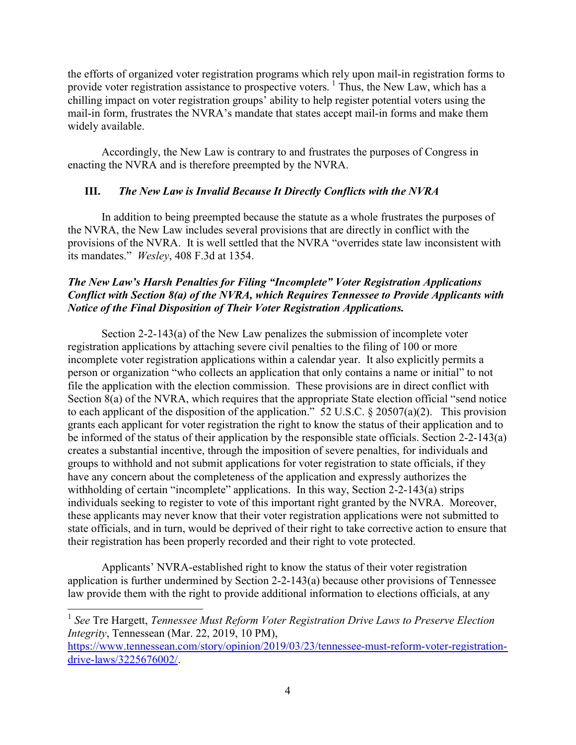the efforts of organized voter registration programs which rely upon mail-in registration forms to provide voter registration assistance to prospective voters. [1] Thus, the New Law, which has a chilling impact on voter registration groups' ability to help register potential voters using the mail-in form, frustrates the NVRA's mandate that states accept mail-in forms and make them widely available.

Accordingly, the New Law is contrary to and frustrates the purposes of Congress in enacting the NVRA and is therefore preempted by the NVRA.

### III. *The New Law is Invalid Because It Directly Conflicts with the NVRA*

In addition to being preempted because the statute as a whole frustrates the purposes of the NVRA, the New Law includes several provisions that are directly in conflict with the provisions of the NVRA. It is well settled that the NVRA "overrides state law inconsistent with its mandates." *Wesley*, 408 F.3d at 1354.

***The New Law's Harsh Penalties for Filing "Incomplete" Voter Registration Applications Conflict with Section 8(a) of the NVRA, which Requires Tennessee to Provide Applicants with Notice of the Final Disposition of Their Voter Registration Applications.***

Section 2-2-143(a) of the New Law penalizes the submission of incomplete voter registration applications by attaching severe civil penalties to the filing of 100 or more incomplete voter registration applications within a calendar year. It also explicitly permits a person or organization "who collects an application that only contains a name or initial" to not file the application with the election commission. These provisions are in direct conflict with Section 8(a) of the NVRA, which requires that the appropriate State election official "send notice to each applicant of the disposition of the application." 52 U.S.C. § 20507(a)(2). This provision grants each applicant for voter registration the right to know the status of their application and to be informed of the status of their application by the responsible state officials. Section 2-2-143(a) creates a substantial incentive, through the imposition of severe penalties, for individuals and groups to withhold and not submit applications for voter registration to state officials, if they have any concern about the completeness of the application and expressly authorizes the withholding of certain "incomplete" applications. In this way, Section 2-2-143(a) strips individuals seeking to register to vote of this important right granted by the NVRA. Moreover, these applicants may never know that their voter registration applications were not submitted to state officials, and in turn, would be deprived of their right to take corrective action to ensure that their registration has been properly recorded and their right to vote protected.

Applicants' NVRA-established right to know the status of their voter registration application is further undermined by Section 2-2-143(a) because other provisions of Tennessee law provide them with the right to provide additional information to elections officials, at any

---

[1] *See* Tre Hargett, *Tennessee Must Reform Voter Registration Drive Laws to Preserve Election Integrity*, Tennessean (Mar. 22, 2019, 10 PM), https://www.tennessean.com/story/opinion/2019/03/23/tennessee-must-reform-voter-registration-drive-laws/3225676002/.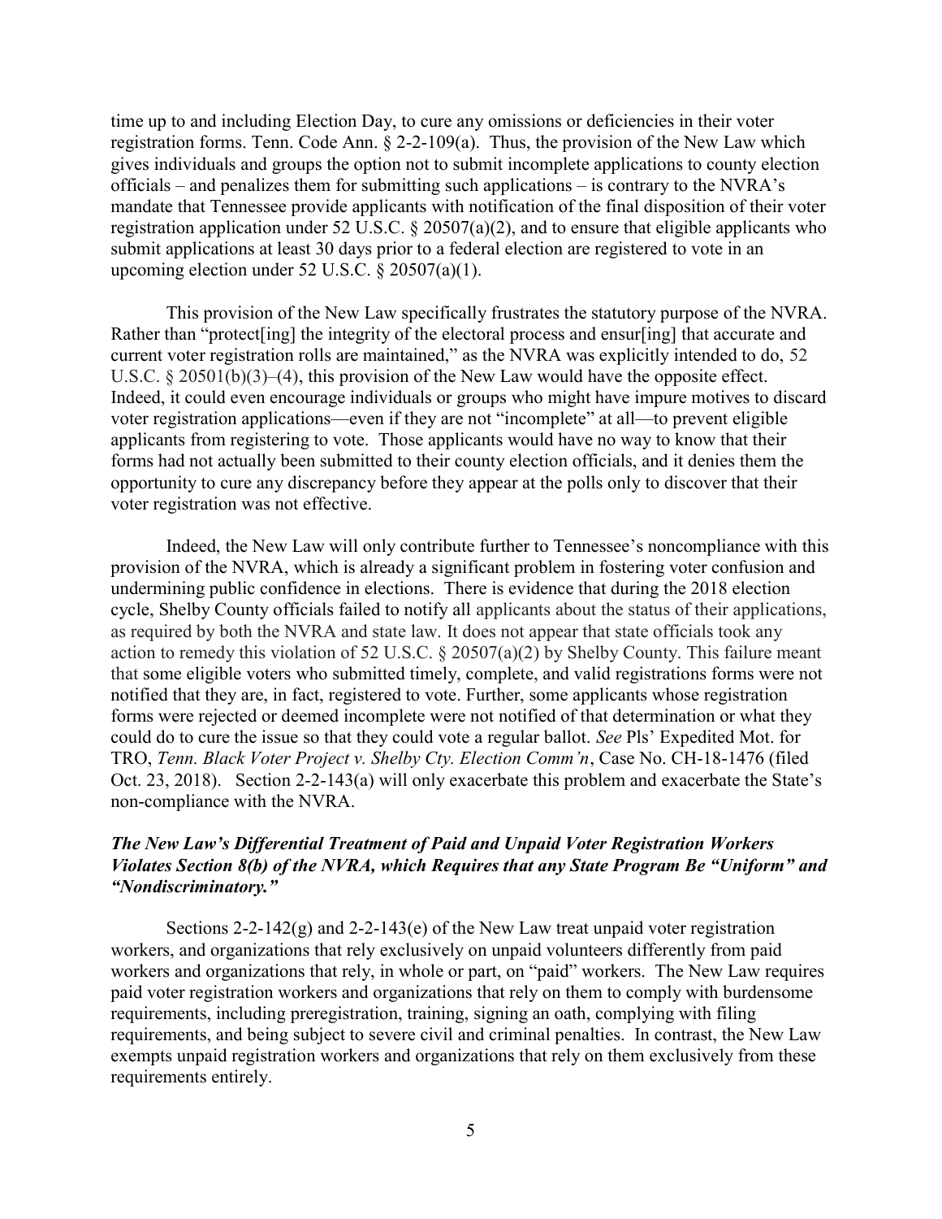time up to and including Election Day, to cure any omissions or deficiencies in their voter registration forms. Tenn. Code Ann. § 2-2-109(a). Thus, the provision of the New Law which gives individuals and groups the option not to submit incomplete applications to county election officials – and penalizes them for submitting such applications – is contrary to the NVRA's mandate that Tennessee provide applicants with notification of the final disposition of their voter registration application under 52 U.S.C. § 20507(a)(2), and to ensure that eligible applicants who submit applications at least 30 days prior to a federal election are registered to vote in an upcoming election under 52 U.S.C. § 20507(a)(1).

This provision of the New Law specifically frustrates the statutory purpose of the NVRA. Rather than "protect[ing] the integrity of the electoral process and ensur[ing] that accurate and current voter registration rolls are maintained," as the NVRA was explicitly intended to do, 52 U.S.C. § 20501(b)(3)–(4), this provision of the New Law would have the opposite effect. Indeed, it could even encourage individuals or groups who might have impure motives to discard voter registration applications—even if they are not "incomplete" at all—to prevent eligible applicants from registering to vote. Those applicants would have no way to know that their forms had not actually been submitted to their county election officials, and it denies them the opportunity to cure any discrepancy before they appear at the polls only to discover that their voter registration was not effective.

Indeed, the New Law will only contribute further to Tennessee's noncompliance with this provision of the NVRA, which is already a significant problem in fostering voter confusion and undermining public confidence in elections. There is evidence that during the 2018 election cycle, Shelby County officials failed to notify all applicants about the status of their applications, as required by both the NVRA and state law. It does not appear that state officials took any action to remedy this violation of 52 U.S.C. § 20507(a)(2) by Shelby County. This failure meant that some eligible voters who submitted timely, complete, and valid registrations forms were not notified that they are, in fact, registered to vote. Further, some applicants whose registration forms were rejected or deemed incomplete were not notified of that determination or what they could do to cure the issue so that they could vote a regular ballot. *See* Pls' Expedited Mot. for TRO, *Tenn. Black Voter Project v. Shelby Cty. Election Comm'n*, Case No. CH-18-1476 (filed Oct. 23, 2018). Section 2-2-143(a) will only exacerbate this problem and exacerbate the State's non-compliance with the NVRA.

***The New Law's Differential Treatment of Paid and Unpaid Voter Registration Workers Violates Section 8(b) of the NVRA, which Requires that any State Program Be "Uniform" and "Nondiscriminatory."***

Sections 2-2-142(g) and 2-2-143(e) of the New Law treat unpaid voter registration workers, and organizations that rely exclusively on unpaid volunteers differently from paid workers and organizations that rely, in whole or part, on "paid" workers. The New Law requires paid voter registration workers and organizations that rely on them to comply with burdensome requirements, including preregistration, training, signing an oath, complying with filing requirements, and being subject to severe civil and criminal penalties. In contrast, the New Law exempts unpaid registration workers and organizations that rely on them exclusively from these requirements entirely.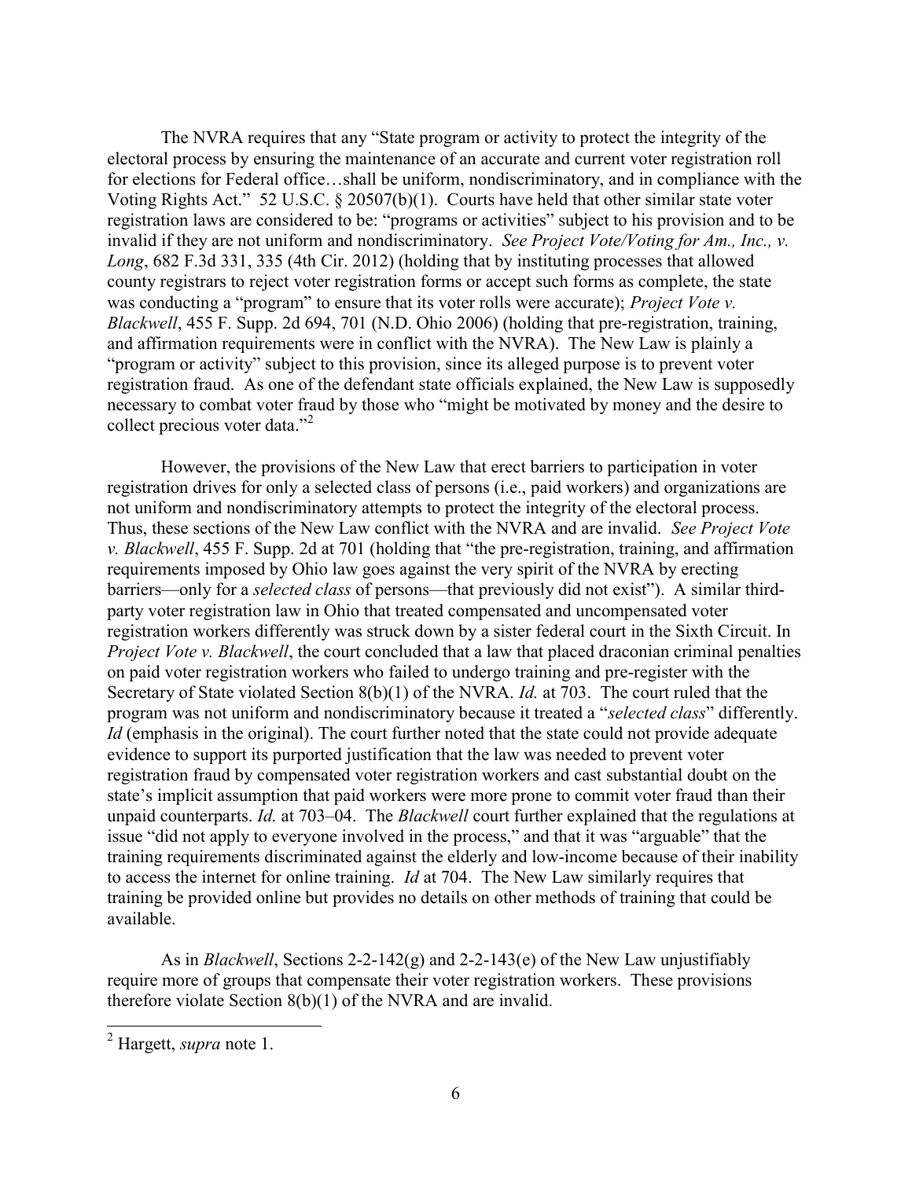The NVRA requires that any "State program or activity to protect the integrity of the electoral process by ensuring the maintenance of an accurate and current voter registration roll for elections for Federal office…shall be uniform, nondiscriminatory, and in compliance with the Voting Rights Act." 52 U.S.C. § 20507(b)(1). Courts have held that other similar state voter registration laws are considered to be: "programs or activities" subject to his provision and to be invalid if they are not uniform and nondiscriminatory. *See Project Vote/Voting for Am., Inc., v. Long*, 682 F.3d 331, 335 (4th Cir. 2012) (holding that by instituting processes that allowed county registrars to reject voter registration forms or accept such forms as complete, the state was conducting a "program" to ensure that its voter rolls were accurate); *Project Vote v. Blackwell*, 455 F. Supp. 2d 694, 701 (N.D. Ohio 2006) (holding that pre-registration, training, and affirmation requirements were in conflict with the NVRA). The New Law is plainly a "program or activity" subject to this provision, since its alleged purpose is to prevent voter registration fraud. As one of the defendant state officials explained, the New Law is supposedly necessary to combat voter fraud by those who "might be motivated by money and the desire to collect precious voter data."[2]

However, the provisions of the New Law that erect barriers to participation in voter registration drives for only a selected class of persons (i.e., paid workers) and organizations are not uniform and nondiscriminatory attempts to protect the integrity of the electoral process. Thus, these sections of the New Law conflict with the NVRA and are invalid. *See Project Vote v. Blackwell*, 455 F. Supp. 2d at 701 (holding that "the pre-registration, training, and affirmation requirements imposed by Ohio law goes against the very spirit of the NVRA by erecting barriers—only for a *selected class* of persons—that previously did not exist"). A similar third-party voter registration law in Ohio that treated compensated and uncompensated voter registration workers differently was struck down by a sister federal court in the Sixth Circuit. In *Project Vote v. Blackwell*, the court concluded that a law that placed draconian criminal penalties on paid voter registration workers who failed to undergo training and pre-register with the Secretary of State violated Section 8(b)(1) of the NVRA. *Id.* at 703. The court ruled that the program was not uniform and nondiscriminatory because it treated a "*selected class*" differently. *Id* (emphasis in the original). The court further noted that the state could not provide adequate evidence to support its purported justification that the law was needed to prevent voter registration fraud by compensated voter registration workers and cast substantial doubt on the state's implicit assumption that paid workers were more prone to commit voter fraud than their unpaid counterparts. *Id.* at 703–04. The *Blackwell* court further explained that the regulations at issue "did not apply to everyone involved in the process," and that it was "arguable" that the training requirements discriminated against the elderly and low-income because of their inability to access the internet for online training. *Id* at 704. The New Law similarly requires that training be provided online but provides no details on other methods of training that could be available.

As in *Blackwell*, Sections 2-2-142(g) and 2-2-143(e) of the New Law unjustifiably require more of groups that compensate their voter registration workers. These provisions therefore violate Section 8(b)(1) of the NVRA and are invalid.

---

[2] Hargett, *supra* note 1.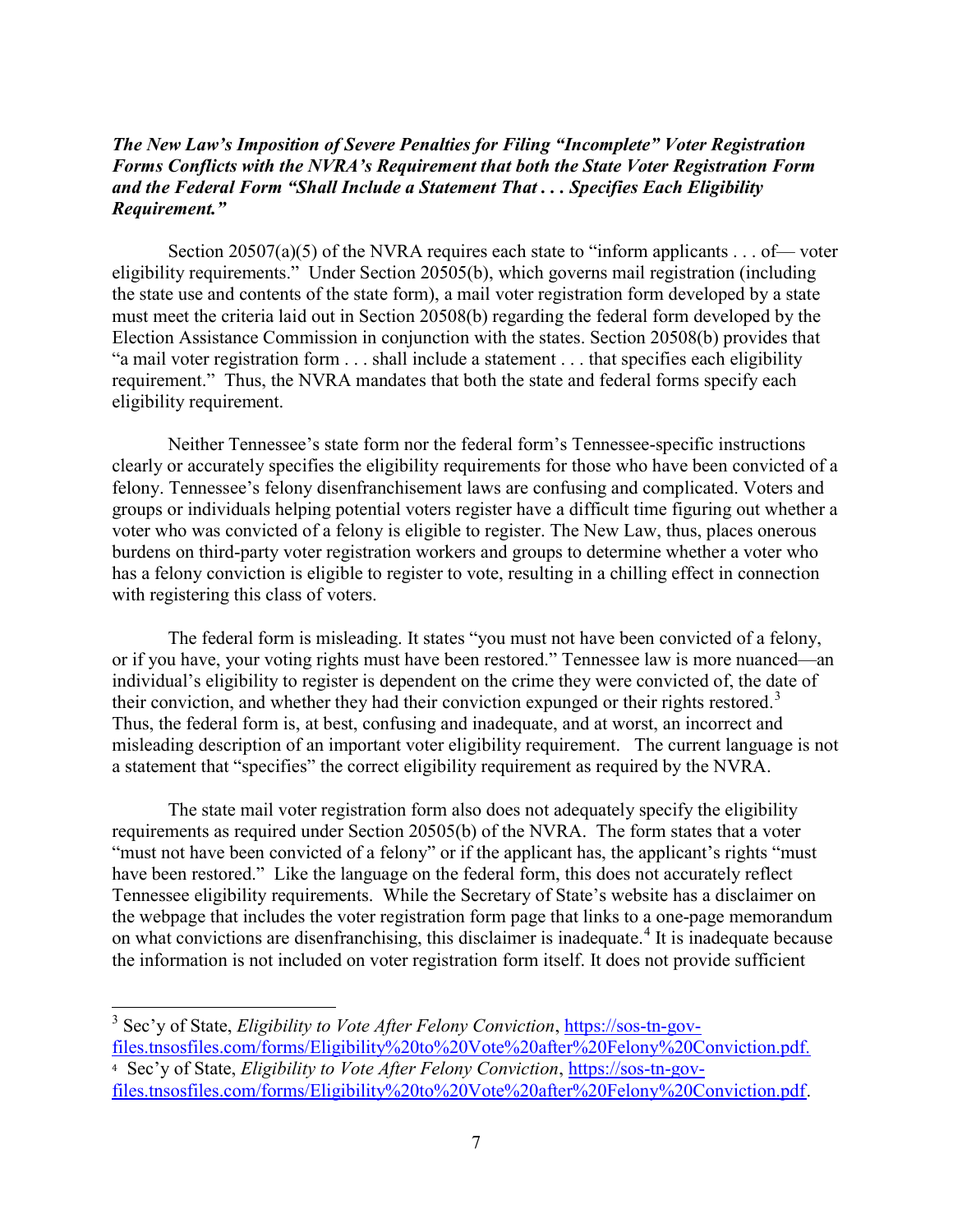***The New Law's Imposition of Severe Penalties for Filing "Incomplete" Voter Registration Forms Conflicts with the NVRA's Requirement that both the State Voter Registration Form and the Federal Form "Shall Include a Statement That . . . Specifies Each Eligibility Requirement."***

Section 20507(a)(5) of the NVRA requires each state to "inform applicants . . . of— voter eligibility requirements." Under Section 20505(b), which governs mail registration (including the state use and contents of the state form), a mail voter registration form developed by a state must meet the criteria laid out in Section 20508(b) regarding the federal form developed by the Election Assistance Commission in conjunction with the states. Section 20508(b) provides that "a mail voter registration form . . . shall include a statement . . . that specifies each eligibility requirement." Thus, the NVRA mandates that both the state and federal forms specify each eligibility requirement.

Neither Tennessee's state form nor the federal form's Tennessee-specific instructions clearly or accurately specifies the eligibility requirements for those who have been convicted of a felony. Tennessee's felony disenfranchisement laws are confusing and complicated. Voters and groups or individuals helping potential voters register have a difficult time figuring out whether a voter who was convicted of a felony is eligible to register. The New Law, thus, places onerous burdens on third-party voter registration workers and groups to determine whether a voter who has a felony conviction is eligible to register to vote, resulting in a chilling effect in connection with registering this class of voters.

The federal form is misleading. It states "you must not have been convicted of a felony, or if you have, your voting rights must have been restored." Tennessee law is more nuanced—an individual's eligibility to register is dependent on the crime they were convicted of, the date of their conviction, and whether they had their conviction expunged or their rights restored.[3] Thus, the federal form is, at best, confusing and inadequate, and at worst, an incorrect and misleading description of an important voter eligibility requirement. The current language is not a statement that "specifies" the correct eligibility requirement as required by the NVRA.

The state mail voter registration form also does not adequately specify the eligibility requirements as required under Section 20505(b) of the NVRA. The form states that a voter "must not have been convicted of a felony" or if the applicant has, the applicant's rights "must have been restored." Like the language on the federal form, this does not accurately reflect Tennessee eligibility requirements. While the Secretary of State's website has a disclaimer on the webpage that includes the voter registration form page that links to a one-page memorandum on what convictions are disenfranchising, this disclaimer is inadequate.[4] It is inadequate because the information is not included on voter registration form itself. It does not provide sufficient

---

[3] Sec'y of State, *Eligibility to Vote After Felony Conviction*, https://sos-tn-gov-files.tnsosfiles.com/forms/Eligibility%20to%20Vote%20after%20Felony%20Conviction.pdf.

[4] Sec'y of State, *Eligibility to Vote After Felony Conviction*, https://sos-tn-gov-files.tnsosfiles.com/forms/Eligibility%20to%20Vote%20after%20Felony%20Conviction.pdf.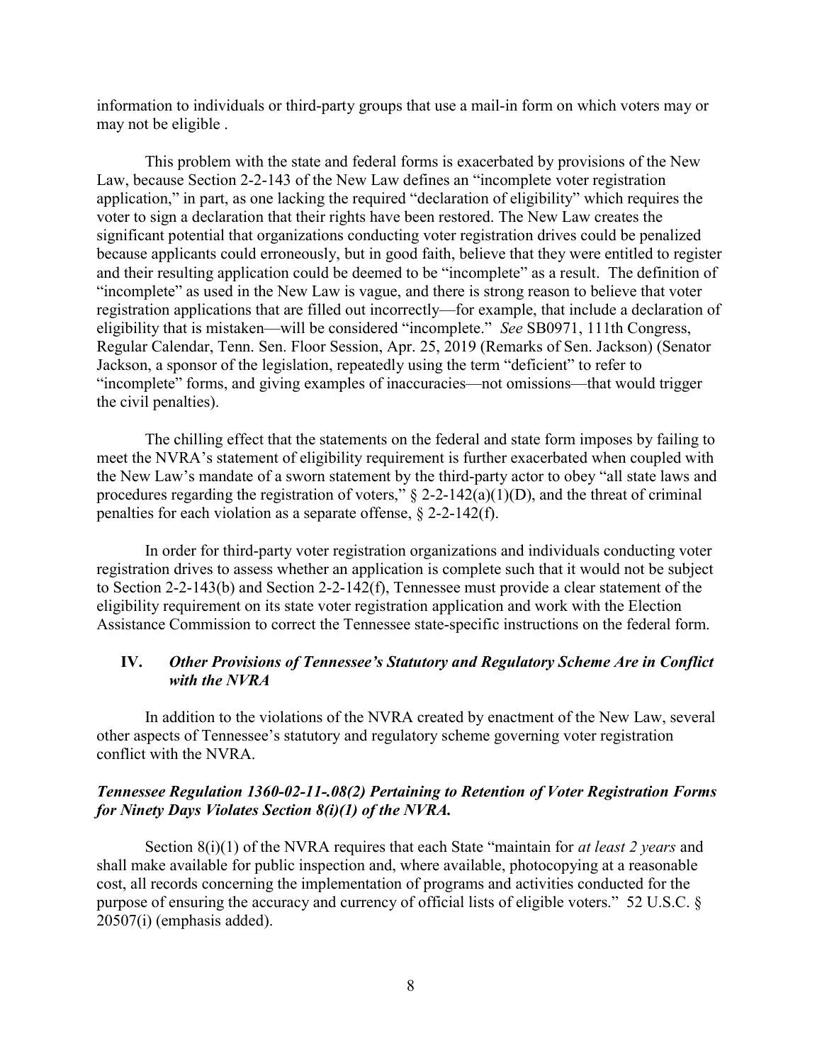information to individuals or third-party groups that use a mail-in form on which voters may or may not be eligible .

This problem with the state and federal forms is exacerbated by provisions of the New Law, because Section 2-2-143 of the New Law defines an "incomplete voter registration application," in part, as one lacking the required "declaration of eligibility" which requires the voter to sign a declaration that their rights have been restored. The New Law creates the significant potential that organizations conducting voter registration drives could be penalized because applicants could erroneously, but in good faith, believe that they were entitled to register and their resulting application could be deemed to be "incomplete" as a result. The definition of "incomplete" as used in the New Law is vague, and there is strong reason to believe that voter registration applications that are filled out incorrectly—for example, that include a declaration of eligibility that is mistaken—will be considered "incomplete." *See* SB0971, 111th Congress, Regular Calendar, Tenn. Sen. Floor Session, Apr. 25, 2019 (Remarks of Sen. Jackson) (Senator Jackson, a sponsor of the legislation, repeatedly using the term "deficient" to refer to "incomplete" forms, and giving examples of inaccuracies—not omissions—that would trigger the civil penalties).

The chilling effect that the statements on the federal and state form imposes by failing to meet the NVRA's statement of eligibility requirement is further exacerbated when coupled with the New Law's mandate of a sworn statement by the third-party actor to obey "all state laws and procedures regarding the registration of voters," § 2-2-142(a)(1)(D), and the threat of criminal penalties for each violation as a separate offense, § 2-2-142(f).

In order for third-party voter registration organizations and individuals conducting voter registration drives to assess whether an application is complete such that it would not be subject to Section 2-2-143(b) and Section 2-2-142(f), Tennessee must provide a clear statement of the eligibility requirement on its state voter registration application and work with the Election Assistance Commission to correct the Tennessee state-specific instructions on the federal form.

## IV. *Other Provisions of Tennessee's Statutory and Regulatory Scheme Are in Conflict with the NVRA*

In addition to the violations of the NVRA created by enactment of the New Law, several other aspects of Tennessee's statutory and regulatory scheme governing voter registration conflict with the NVRA.

### *Tennessee Regulation 1360-02-11-.08(2) Pertaining to Retention of Voter Registration Forms for Ninety Days Violates Section 8(i)(1) of the NVRA.*

Section 8(i)(1) of the NVRA requires that each State "maintain for *at least 2 years* and shall make available for public inspection and, where available, photocopying at a reasonable cost, all records concerning the implementation of programs and activities conducted for the purpose of ensuring the accuracy and currency of official lists of eligible voters." 52 U.S.C. § 20507(i) (emphasis added).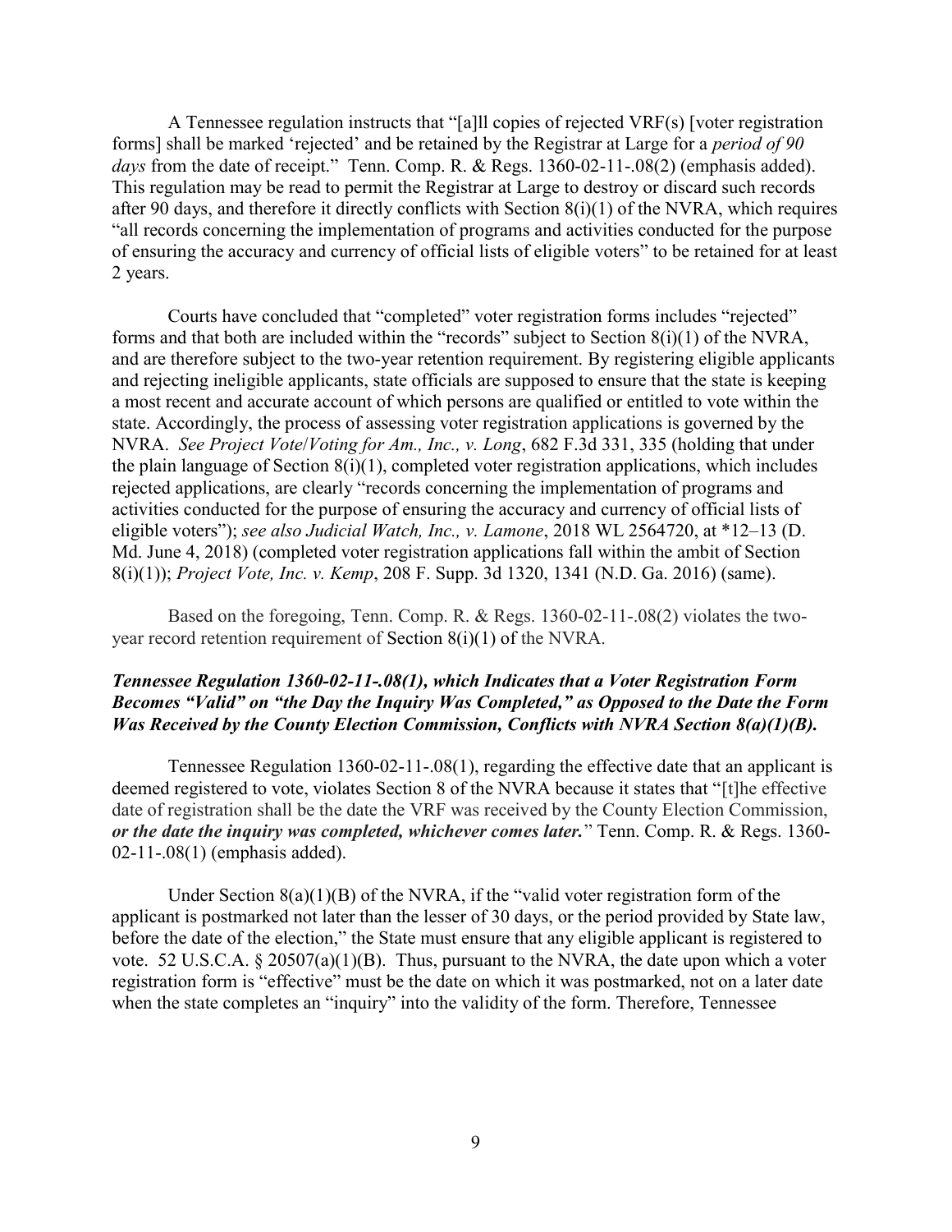A Tennessee regulation instructs that "[a]ll copies of rejected VRF(s) [voter registration forms] shall be marked 'rejected' and be retained by the Registrar at Large for a *period of 90 days* from the date of receipt." Tenn. Comp. R. & Regs. 1360-02-11-.08(2) (emphasis added). This regulation may be read to permit the Registrar at Large to destroy or discard such records after 90 days, and therefore it directly conflicts with Section 8(i)(1) of the NVRA, which requires "all records concerning the implementation of programs and activities conducted for the purpose of ensuring the accuracy and currency of official lists of eligible voters" to be retained for at least 2 years.

Courts have concluded that "completed" voter registration forms includes "rejected" forms and that both are included within the "records" subject to Section 8(i)(1) of the NVRA, and are therefore subject to the two-year retention requirement. By registering eligible applicants and rejecting ineligible applicants, state officials are supposed to ensure that the state is keeping a most recent and accurate account of which persons are qualified or entitled to vote within the state. Accordingly, the process of assessing voter registration applications is governed by the NVRA. *See Project Vote/Voting for Am., Inc., v. Long*, 682 F.3d 331, 335 (holding that under the plain language of Section 8(i)(1), completed voter registration applications, which includes rejected applications, are clearly "records concerning the implementation of programs and activities conducted for the purpose of ensuring the accuracy and currency of official lists of eligible voters"); *see also Judicial Watch, Inc., v. Lamone*, 2018 WL 2564720, at *12–13 (D. Md. June 4, 2018) (completed voter registration applications fall within the ambit of Section 8(i)(1)); *Project Vote, Inc. v. Kemp*, 208 F. Supp. 3d 1320, 1341 (N.D. Ga. 2016) (same).

Based on the foregoing, Tenn. Comp. R. & Regs. 1360-02-11-.08(2) violates the two-year record retention requirement of Section 8(i)(1) of the NVRA.

***Tennessee Regulation 1360-02-11-.08(1), which Indicates that a Voter Registration Form Becomes "Valid" on "the Day the Inquiry Was Completed," as Opposed to the Date the Form Was Received by the County Election Commission, Conflicts with NVRA Section 8(a)(1)(B).***

Tennessee Regulation 1360-02-11-.08(1), regarding the effective date that an applicant is deemed registered to vote, violates Section 8 of the NVRA because it states that "[t]he effective date of registration shall be the date the VRF was received by the County Election Commission, ***or the date the inquiry was completed, whichever comes later.***" Tenn. Comp. R. & Regs. 1360-02-11-.08(1) (emphasis added).

Under Section 8(a)(1)(B) of the NVRA, if the "valid voter registration form of the applicant is postmarked not later than the lesser of 30 days, or the period provided by State law, before the date of the election," the State must ensure that any eligible applicant is registered to vote. 52 U.S.C.A. § 20507(a)(1)(B). Thus, pursuant to the NVRA, the date upon which a voter registration form is "effective" must be the date on which it was postmarked, not on a later date when the state completes an "inquiry" into the validity of the form. Therefore, Tennessee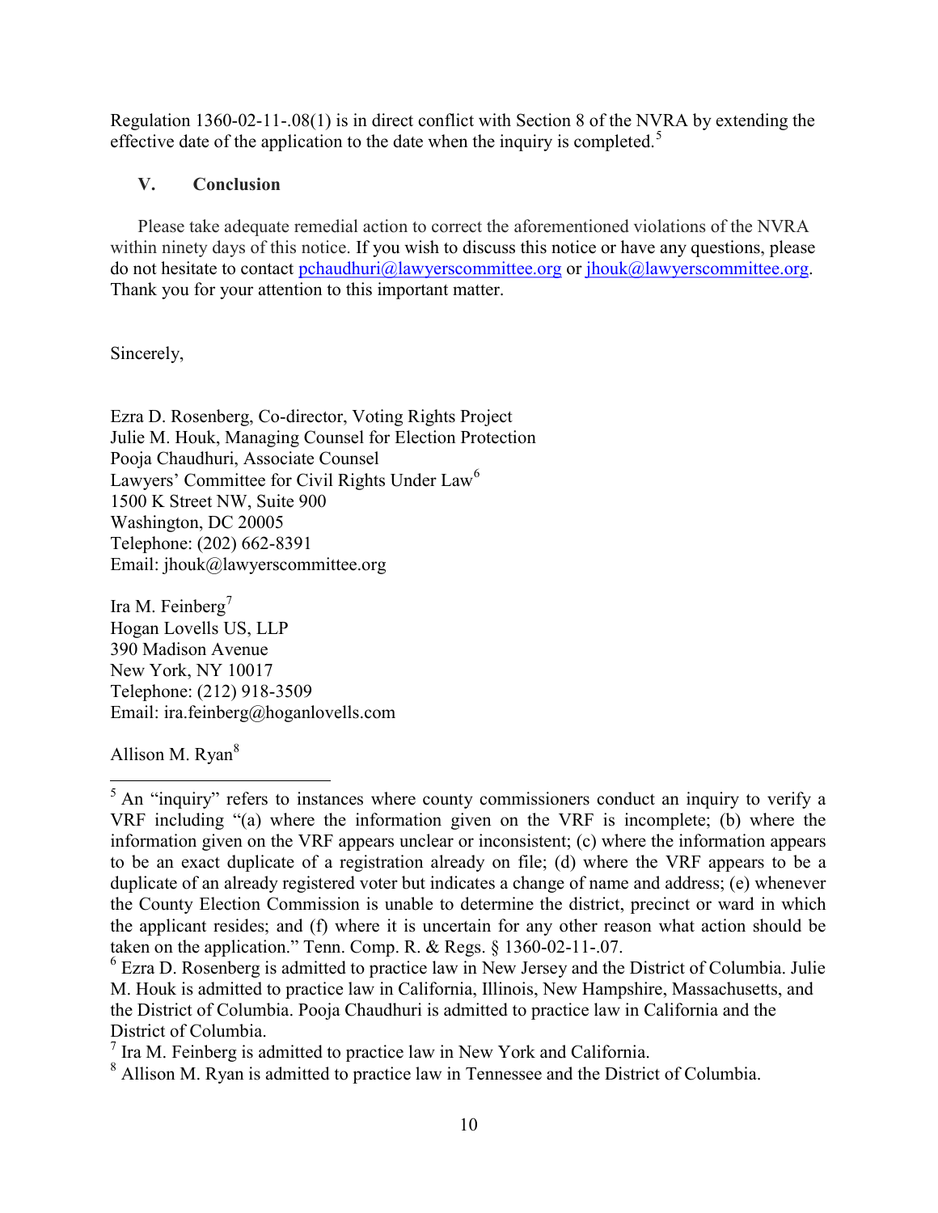Regulation 1360-02-11-.08(1) is in direct conflict with Section 8 of the NVRA by extending the effective date of the application to the date when the inquiry is completed.[5]

## V. Conclusion

Please take adequate remedial action to correct the aforementioned violations of the NVRA within ninety days of this notice. If you wish to discuss this notice or have any questions, please do not hesitate to contact pchaudhuri@lawyerscommittee.org or jhouk@lawyerscommittee.org. Thank you for your attention to this important matter.

Sincerely,

Ezra D. Rosenberg, Co-director, Voting Rights Project
Julie M. Houk, Managing Counsel for Election Protection
Pooja Chaudhuri, Associate Counsel
Lawyers' Committee for Civil Rights Under Law[6]
1500 K Street NW, Suite 900
Washington, DC 20005
Telephone: (202) 662-8391
Email: jhouk@lawyerscommittee.org

Ira M. Feinberg[7]
Hogan Lovells US, LLP
390 Madison Avenue
New York, NY 10017
Telephone: (212) 918-3509
Email: ira.feinberg@hoganlovells.com

Allison M. Ryan[8]

---

[5] An "inquiry" refers to instances where county commissioners conduct an inquiry to verify a VRF including "(a) where the information given on the VRF is incomplete; (b) where the information given on the VRF appears unclear or inconsistent; (c) where the information appears to be an exact duplicate of a registration already on file; (d) where the VRF appears to be a duplicate of an already registered voter but indicates a change of name and address; (e) whenever the County Election Commission is unable to determine the district, precinct or ward in which the applicant resides; and (f) where it is uncertain for any other reason what action should be taken on the application." Tenn. Comp. R. & Regs. § 1360-02-11-.07.

[6] Ezra D. Rosenberg is admitted to practice law in New Jersey and the District of Columbia. Julie M. Houk is admitted to practice law in California, Illinois, New Hampshire, Massachusetts, and the District of Columbia. Pooja Chaudhuri is admitted to practice law in California and the District of Columbia.

[7] Ira M. Feinberg is admitted to practice law in New York and California.

[8] Allison M. Ryan is admitted to practice law in Tennessee and the District of Columbia.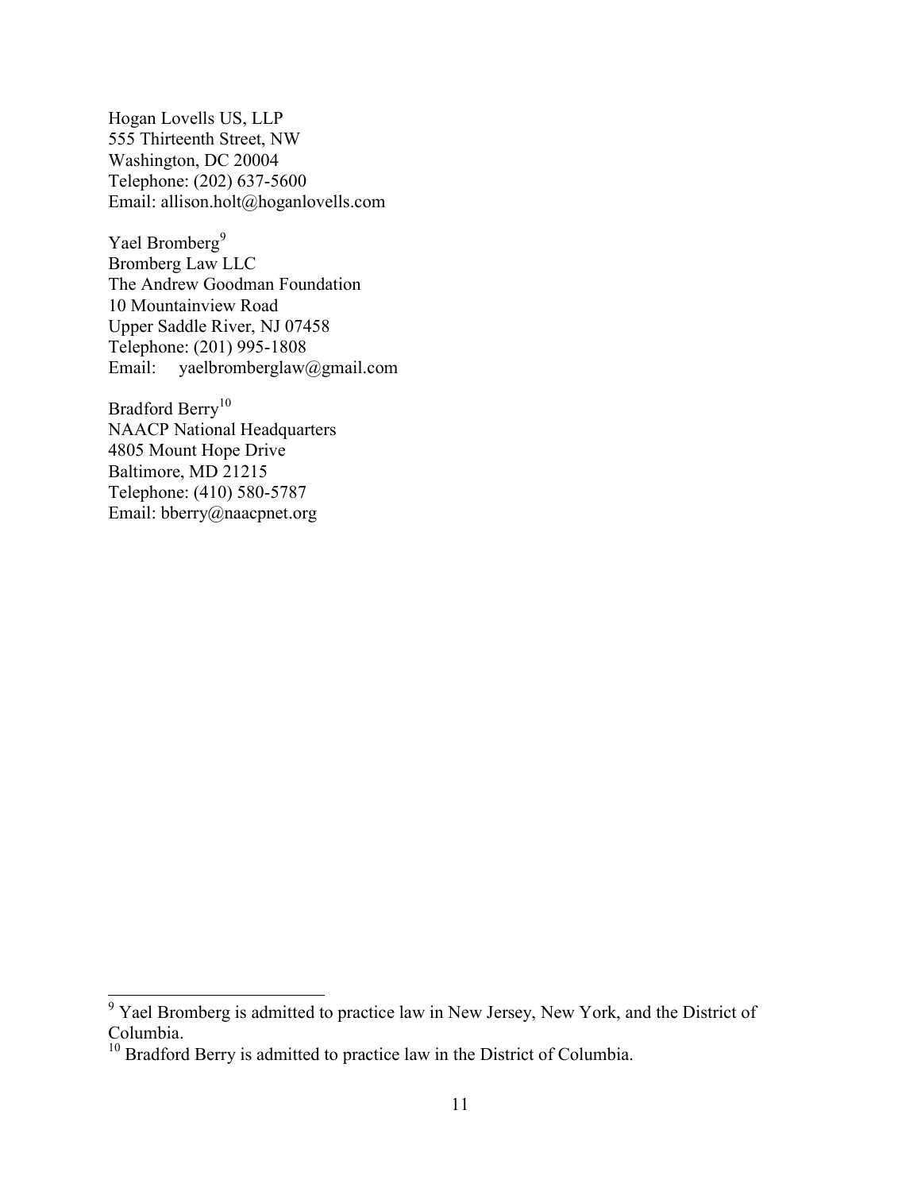Hogan Lovells US, LLP
555 Thirteenth Street, NW
Washington, DC 20004
Telephone: (202) 637-5600
Email: allison.holt@hoganlovells.com

Yael Bromberg[9]
Bromberg Law LLC
The Andrew Goodman Foundation
10 Mountainview Road
Upper Saddle River, NJ 07458
Telephone: (201) 995-1808
Email: yaelbromberglaw@gmail.com

Bradford Berry[10]
NAACP National Headquarters
4805 Mount Hope Drive
Baltimore, MD 21215
Telephone: (410) 580-5787
Email: bberry@naacpnet.org

---

[9] Yael Bromberg is admitted to practice law in New Jersey, New York, and the District of Columbia.

[10] Bradford Berry is admitted to practice law in the District of Columbia.